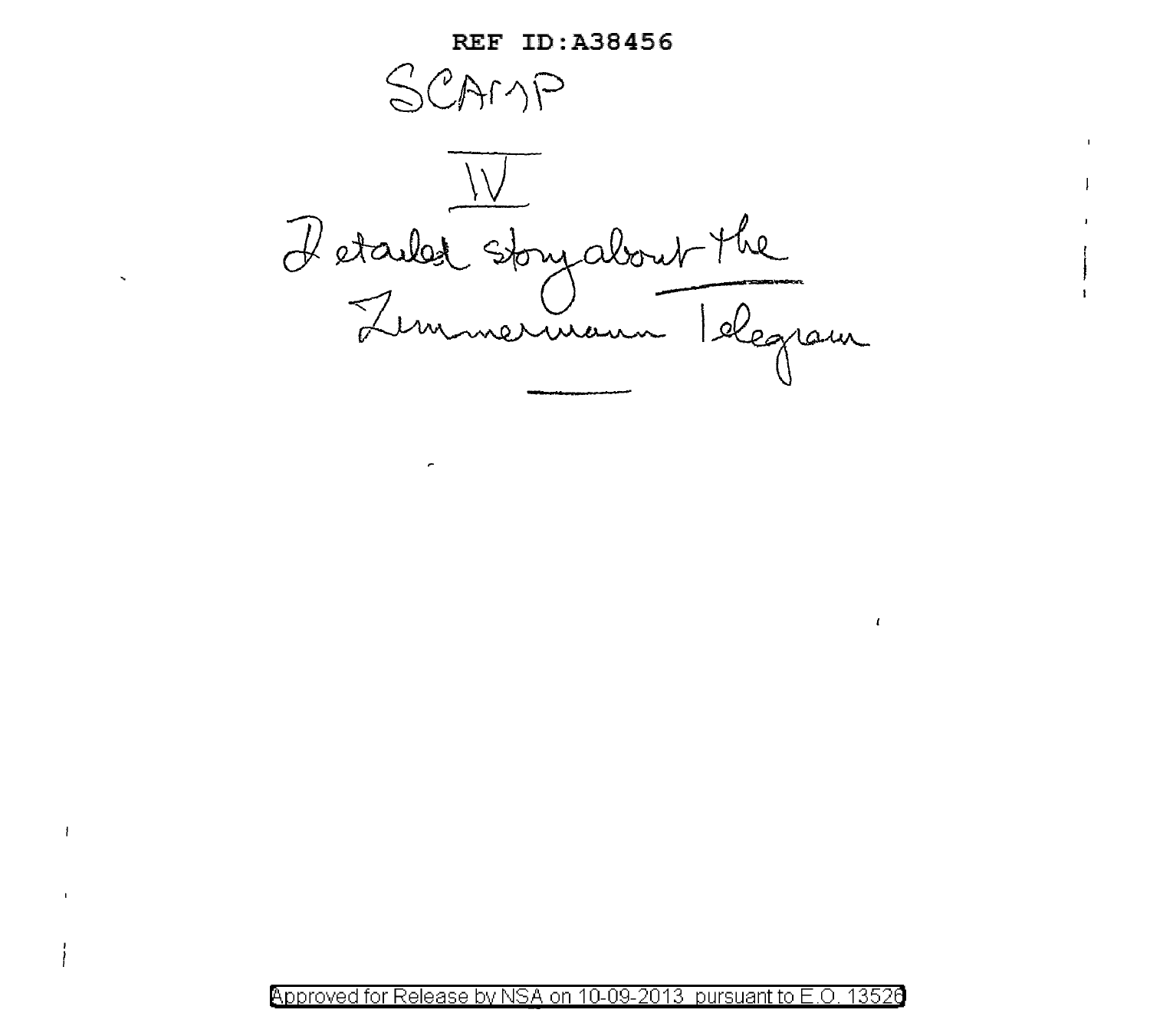REF ID:A38456

SCAMP

IV

Detailed story about the Zimmermann Telegram

Approved for Release by NSA on 10-09-2013 pursuant to E.O. 13526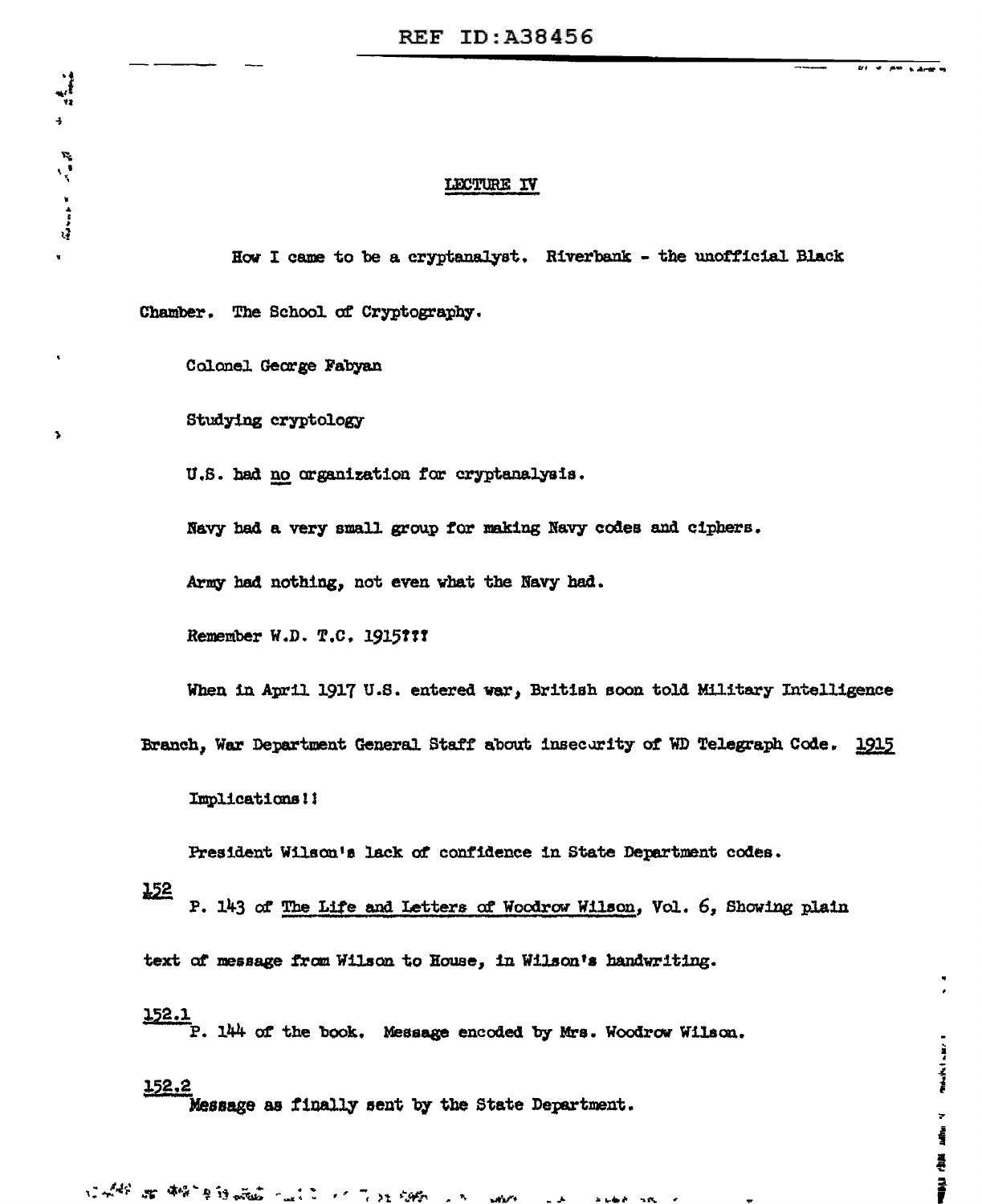## LECTURE IV

How I came to be a cryptanalyst. Riverbank - the unofficial Black Chamber. The School of Cryptography.

Colonel George Fabyan

Studying cryptology

U.S. had no organization for cryptanalysis.

Navy had a very small group for making Navy codes and ciphers.

Army had nothing, not even what the Navy had.

Remember W.D. T.C. 1915???

When in April 1917 U.S. entered war, British soon told Military Intelligence Branch, War Department General Staff about insecurity of WD Telegraph Code. 1915

Implications!!

President Wilson's lack of confidence in State Department codes.

152 P. 143 of The Life and Letters of Woodrow Wilson, Vol. 6, Showing plain text of message from Wilson to House, in Wilson's handwriting.

152.1 P. 144 of the book. Message encoded by Mrs. Woodrow Wilson.

152.2 Message as finally sent by the State Department.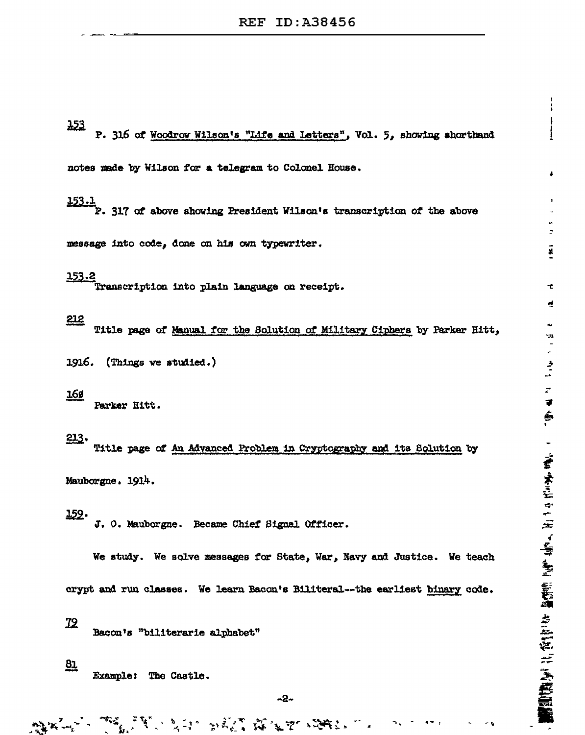153 P. 316 of Woodrow Wilson's "Life and Letters", Vol. 5, showing shorthand notes made by Wilson for a telegram to Colonel House.

153.1 P. 317 of above showing President Wilson's transcription of the above message into code, done on his own typewriter.

153.2 Transcription into plain language on receipt.

212 Title page of Manual for the Solution of Military Ciphers by Parker Hitt, 1916. (Things we studied.)

160 Parker Hitt.

213. Title page of An Advanced Problem in Cryptography and its Solution by Mauborgne. 1914.

159. J. O. Mauborgne. Became Chief Signal Officer.

We study. We solve messages for State, War, Navy and Justice. We teach crypt and run classes. We learn Bacon's Biliteral--the earliest binary code.

79 Bacon's "biliterarie alphabet"

81 Example: The Castle.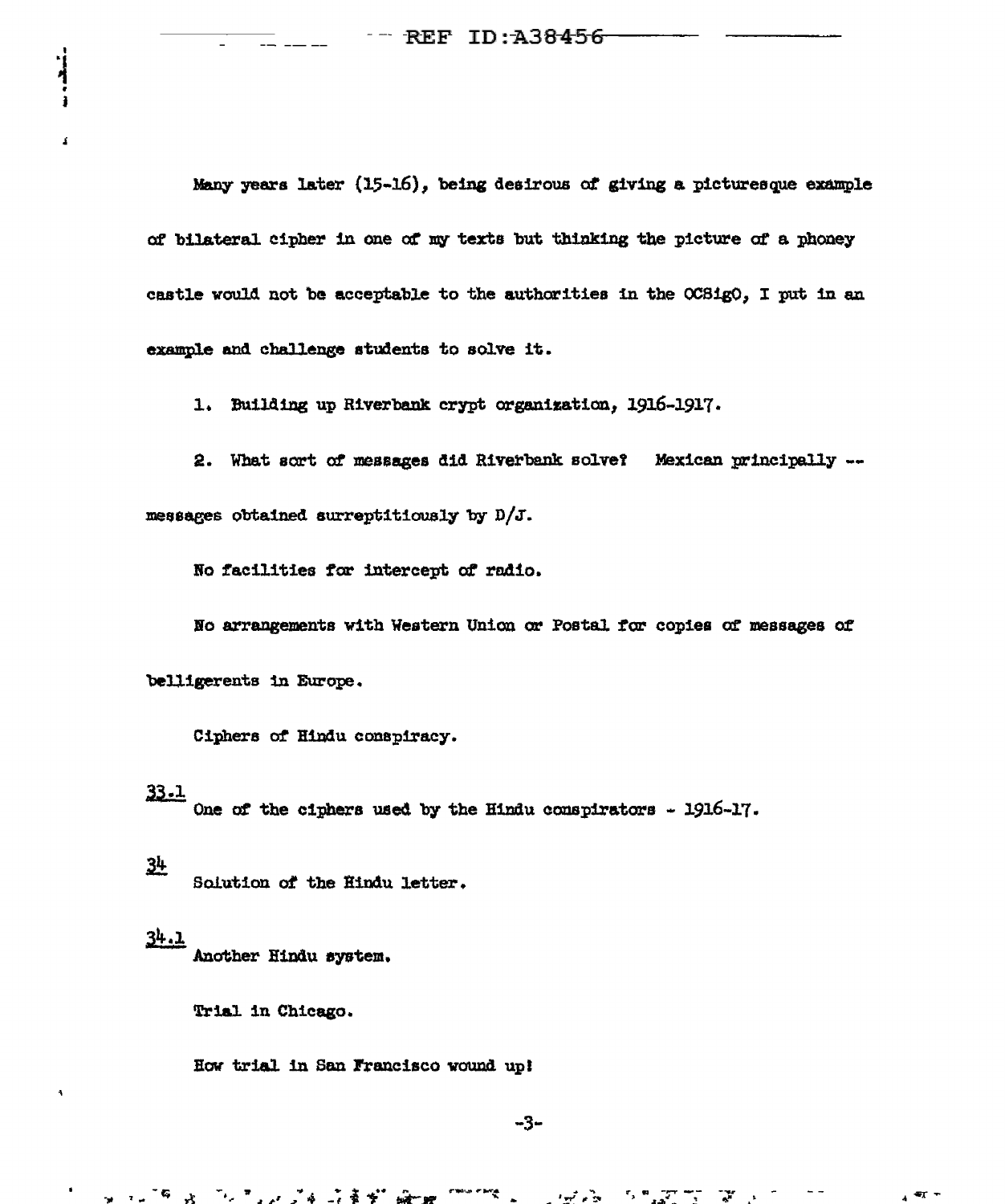Many years later (15-16), being desirous of giving a picturesque example of bilateral cipher in one of my texts but thinking the picture of a phoney castle would not be acceptable to the authorities in the OCSigO, I put in an example and challenge students to solve it.

1. Building up Riverbank crypt organization, 1916-1917.

2. What sort of messages did Riverbank solve? Mexican principally -- messages obtained surreptitiously by D/J.

No facilities for intercept of radio.

No arrangements with Western Union or Postal for copies of messages of belligerents in Europe.

Ciphers of Hindu conspiracy.

33.1 One of the ciphers used by the Hindu conspirators - 1916-17.

34 Solution of the Hindu letter.

34.1 Another Hindu system.

Trial in Chicago.

How trial in San Francisco wound up!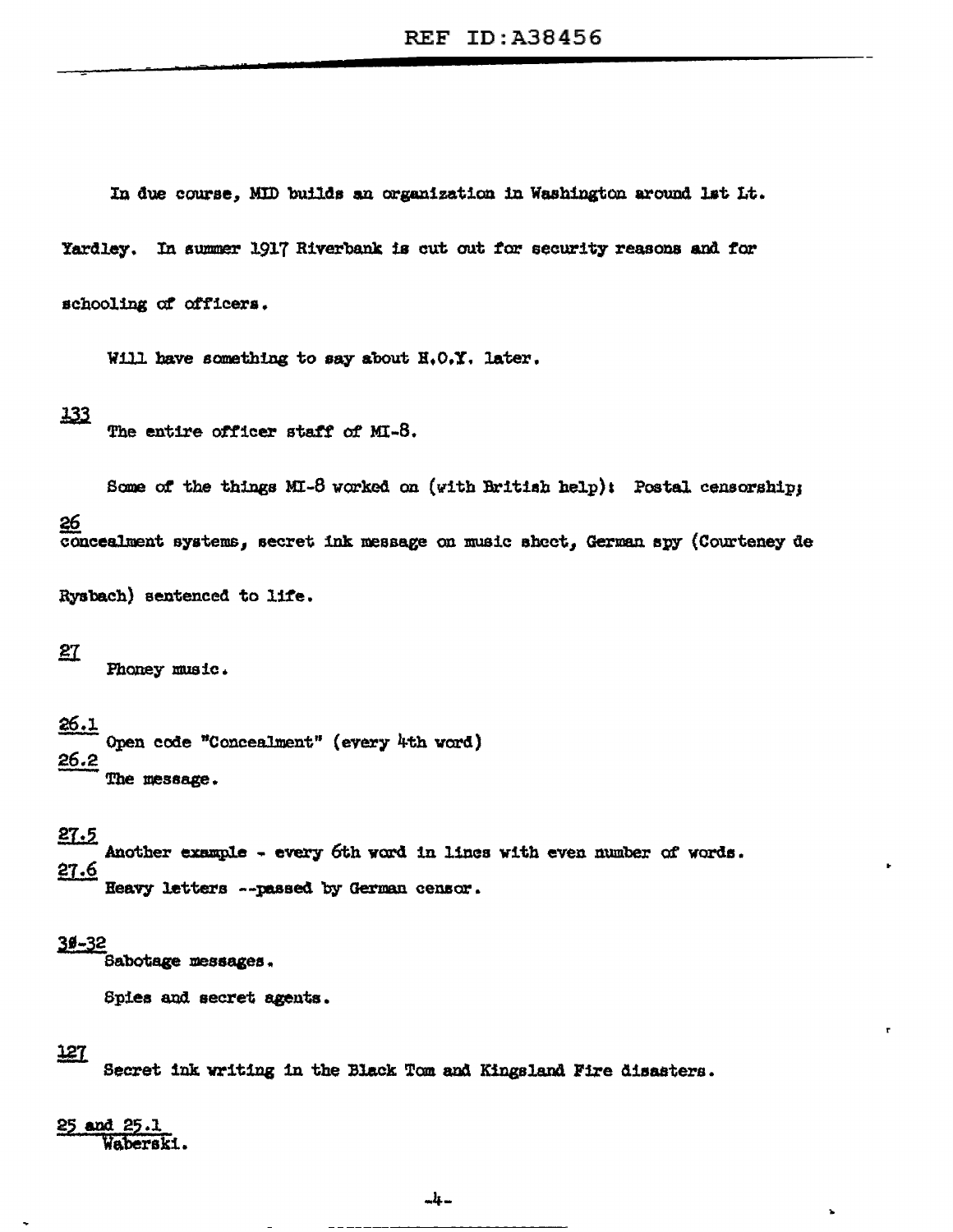In due course, MID builds an organization in Washington around 1st Lt. Yardley. In summer 1917 Riverbank is cut out for security reasons and for schooling of officers.

Will have something to say about H.O.Y. later.

133
The entire officer staff of MI-8.

Some of the things MI-8 worked on (with British help): Postal censorship;

26
concealment systems, secret ink message on music sheet, German spy (Courteney de Rysbach) sentenced to life.

27
Phoney music.

26.1
Open code "Concealment" (every 4th word)

26.2
The message.

27.5
Another example - every 6th word in lines with even number of words.

27.6
Heavy letters --passed by German censor.

3∅-32
Sabotage messages.

Spies and secret agents.

127
Secret ink writing in the Black Tom and Kingsland Fire disasters.

25 and 25.1
Waberski.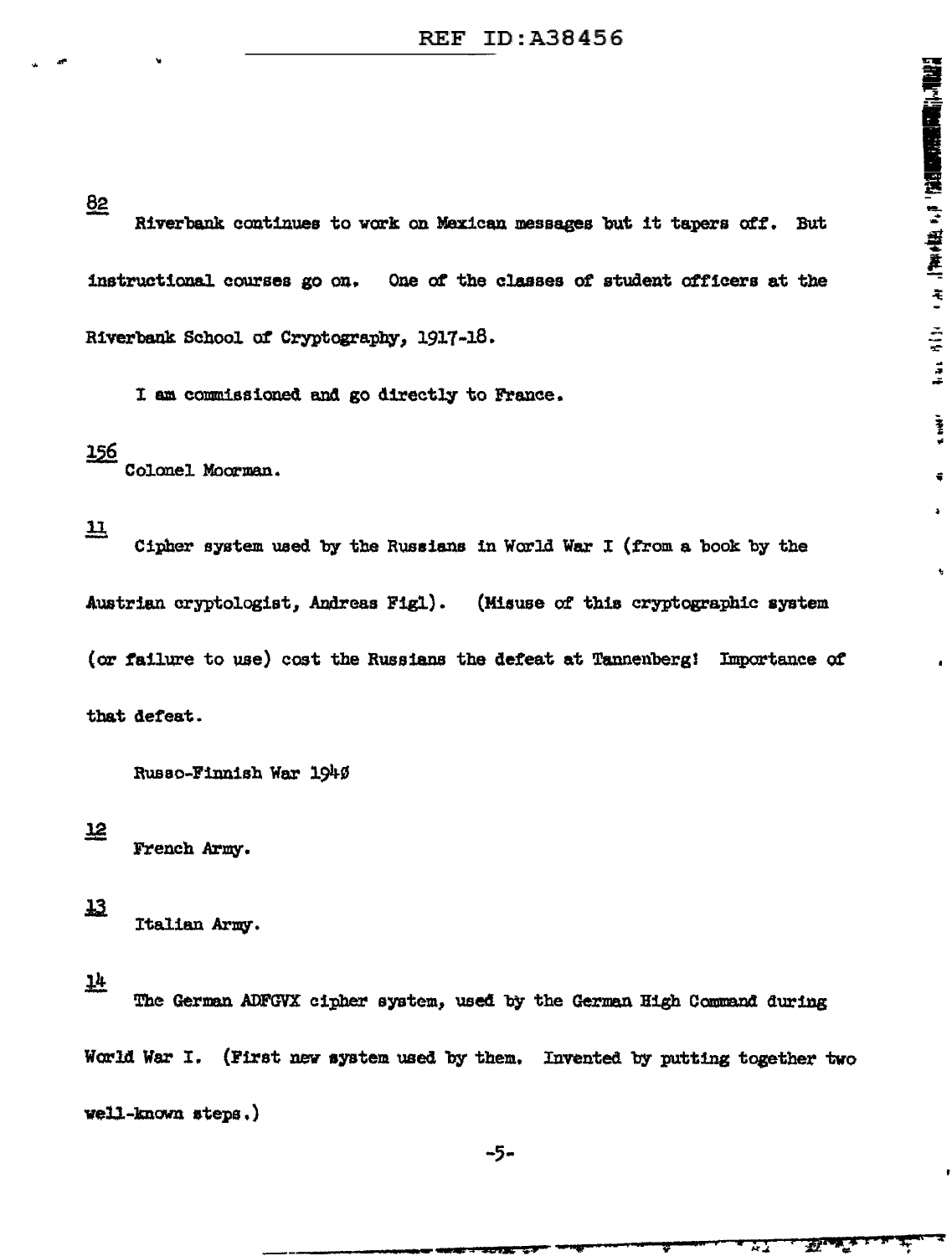82

Riverbank continues to work on Mexican messages but it tapers off. But instructional courses go on. One of the classes of student officers at the Riverbank School of Cryptography, 1917-18.

I am commissioned and go directly to France.

156

Colonel Moorman.

11

Cipher system used by the Russians in World War I (from a book by the Austrian cryptologist, Andreas Figl). (Misuse of this cryptographic system (or failure to use) cost the Russians the defeat at Tannenberg! Importance of that defeat.

Russo-Finnish War 1940

12

French Army.

13

Italian Army.

14

The German ADFGVX cipher system, used by the German High Command during World War I. (First new system used by them. Invented by putting together two well-known steps.)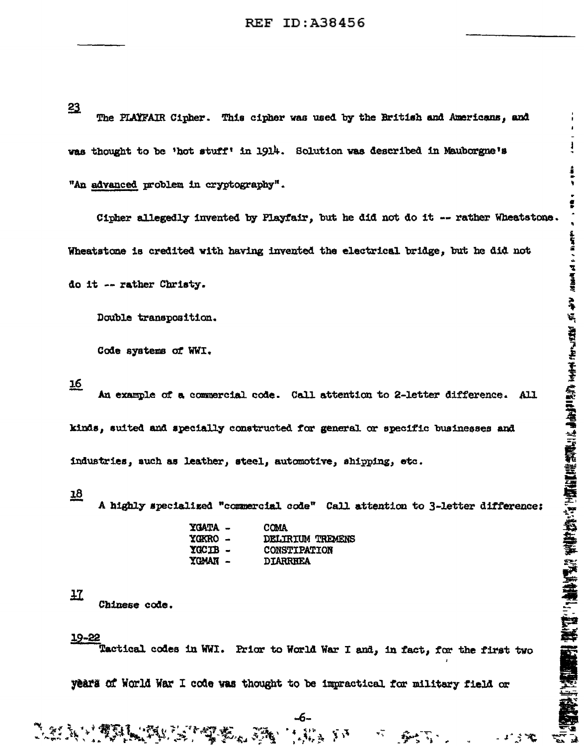23
The PLAYFAIR Cipher. This cipher was used by the British and Americans, and was thought to be 'hot stuff' in 1914. Solution was described in Mauborgne's "An advanced problem in cryptography".

Cipher allegedly invented by Playfair, but he did not do it -- rather Wheatstone. Wheatstone is credited with having invented the electrical bridge, but he did not do it -- rather Christy.

Double transposition.

Code systems of WWI.

16
An example of a commercial code. Call attention to 2-letter difference. All kinds, suited and specially constructed for general or specific businesses and industries, such as leather, steel, automotive, shipping, etc.

18
A highly specialized "commercial code" Call attention to 3-letter difference:

| | |
|---|---|
| YGATA - | COMA |
| YGKRO - | DELIRIUM TREMENS |
| YGCIB - | CONSTIPATION |
| YGMAN - | DIARRHEA |

17
Chinese code.

19-22
Tactical codes in WWI. Prior to World War I and, in fact, for the first two years of World War I code was thought to be impractical for military field or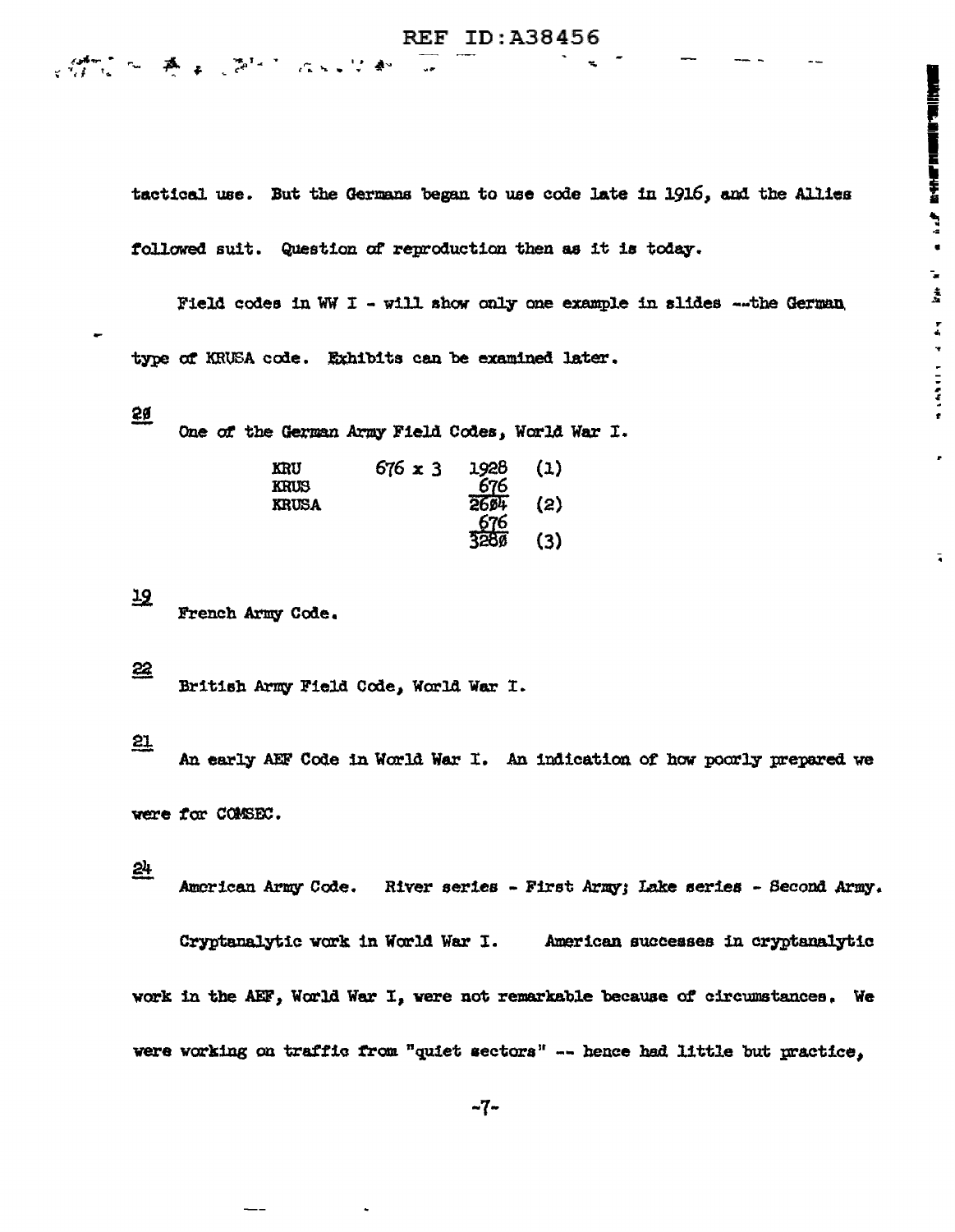tactical use. But the Germans began to use code late in 1916, and the Allies followed suit. Question of reproduction then as it is today.

Field codes in WW I - will show only one example in slides --the German type of KRUSA code. Exhibits can be examined later.

20

One of the German Army Field Codes, World War I.

```
KRU      676 x 3   1928   (1)
KRUS                676
KRUSA              2604   (2)
                    676
                   3280   (3)
```

19

French Army Code.

22

British Army Field Code, World War I.

21

An early AEF Code in World War I. An indication of how poorly prepared we were for COMSEC.

24

American Army Code. River series - First Army; Lake series - Second Army.

Cryptanalytic work in World War I. American successes in cryptanalytic work in the AEF, World War I, were not remarkable because of circumstances. We were working on traffic from "quiet sectors" -- hence had little but practice,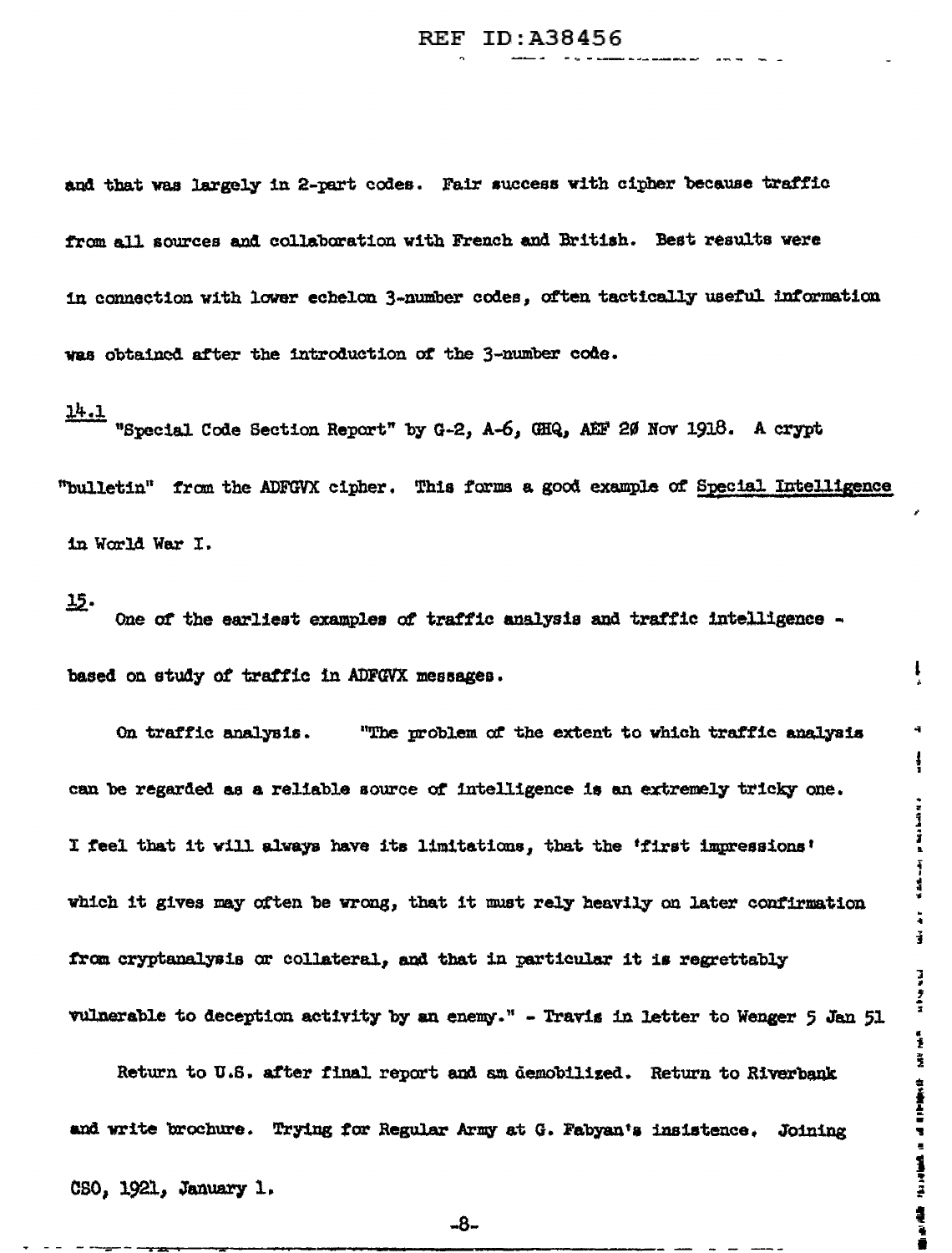and that was largely in 2-part codes. Fair success with cipher because traffic from all sources and collaboration with French and British. Best results were in connection with lower echelon 3-number codes, often tactically useful information was obtained after the introduction of the 3-number code.

<u>14.1</u>
"Special Code Section Report" by G-2, A-6, GHQ, AEF 20 Nov 1918. A crypt "bulletin" from the ADFGVX cipher. This forms a good example of <u>Special Intelligence</u> in World War I.

<u>15</u>.
One of the earliest examples of traffic analysis and traffic intelligence - based on study of traffic in ADFGVX messages.

On traffic analysis. "The problem of the extent to which traffic analysis can be regarded as a reliable source of intelligence is an extremely tricky one. I feel that it will always have its limitations, that the 'first impressions' which it gives may often be wrong, that it must rely heavily on later confirmation from cryptanalysis or collateral, and that in particular it is regrettably vulnerable to deception activity by an enemy." - Travis in letter to Wenger 5 Jan 51

Return to U.S. after final report and am demobilized. Return to Riverbank and write brochure. Trying for Regular Army at G. Fabyan's insistence. Joining CSO, 1921, January 1.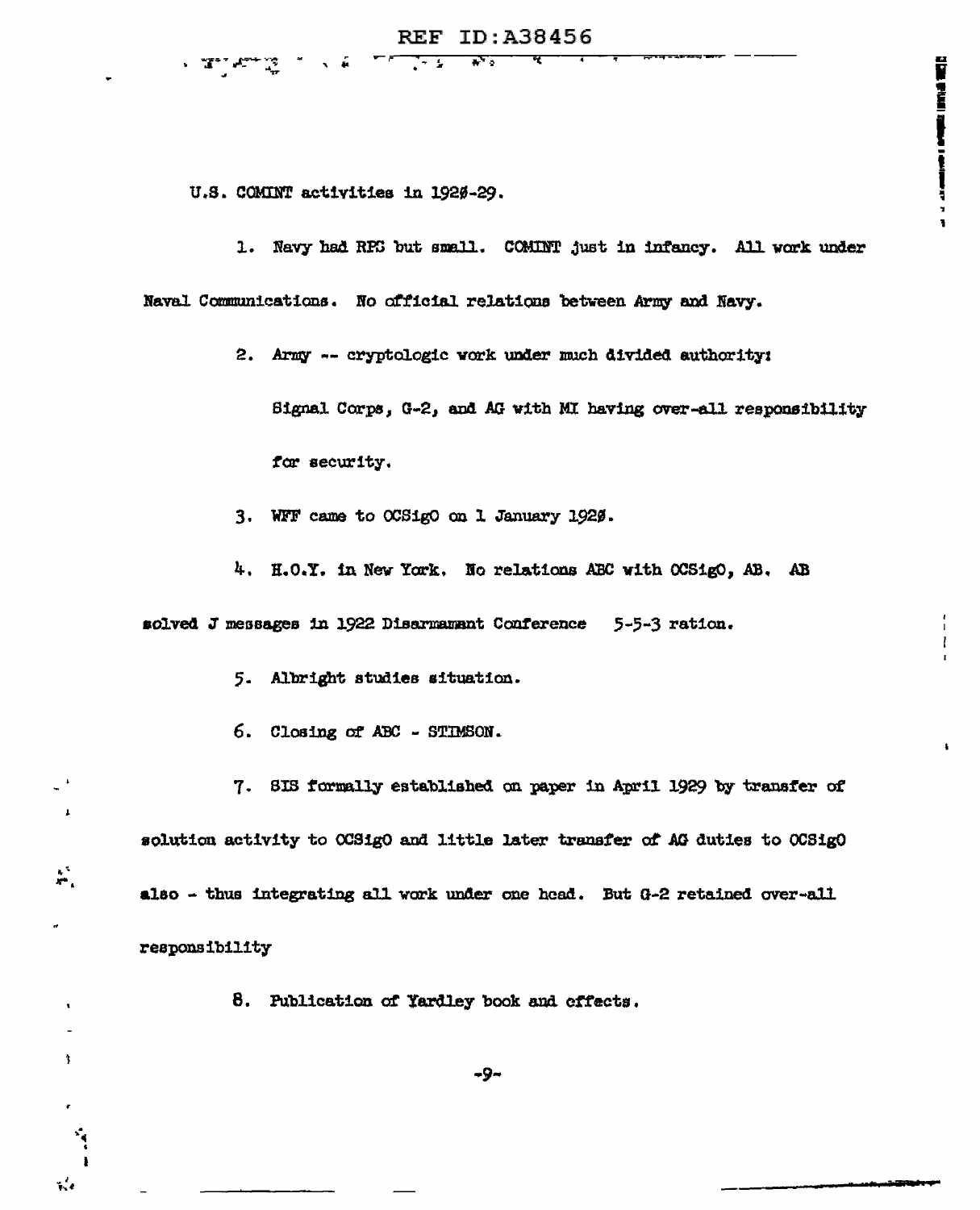U.S. COMINT activities in 1920-29.

1. Navy had RPC but small. COMINT just in infancy. All work under Naval Communications. No official relations between Army and Navy.

2. Army -- cryptologic work under much divided authority: Signal Corps, G-2, and AG with MI having over-all responsibility for security.

3. WFF came to OCSigO on 1 January 1920.

4. H.O.Y. in New York. No relations ABC with OCSigO, AB. AB solved J messages in 1922 Disarmament Conference 5-5-3 ration.

5. Albright studies situation.

6. Closing of ABC - STIMSON.

7. SIS formally established on paper in April 1929 by transfer of solution activity to OCSigO and little later transfer of AG duties to OCSigO also - thus integrating all work under one head. But G-2 retained over-all responsibility

8. Publication of Yardley book and effects.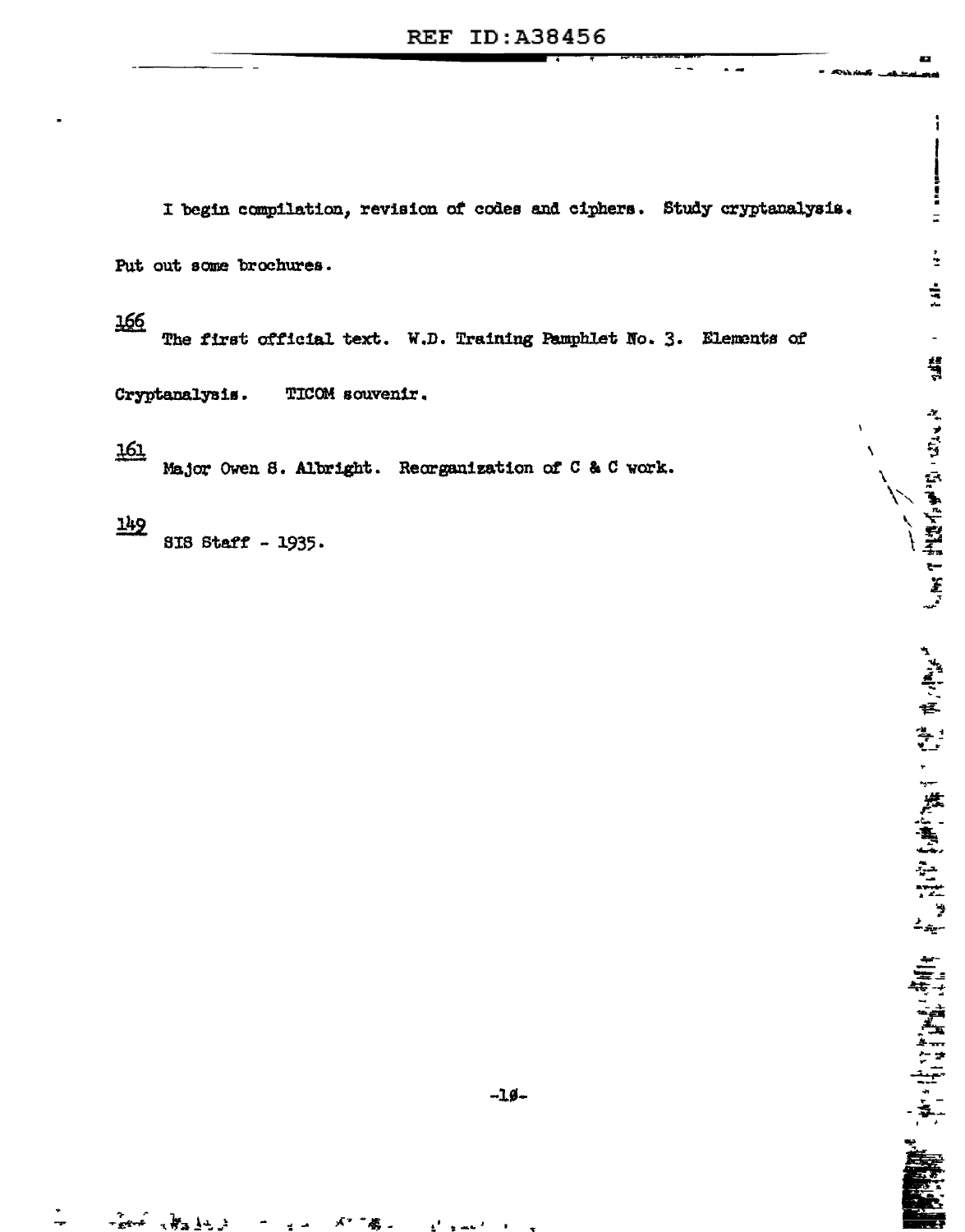I begin compilation, revision of codes and ciphers. Study cryptanalysis. Put out some brochures.

166

The first official text. W.D. Training Pamphlet No. 3. Elements of Cryptanalysis. TICOM souvenir.

161

Major Owen S. Albright. Reorganization of C & C work.

149

SIS Staff - 1935.